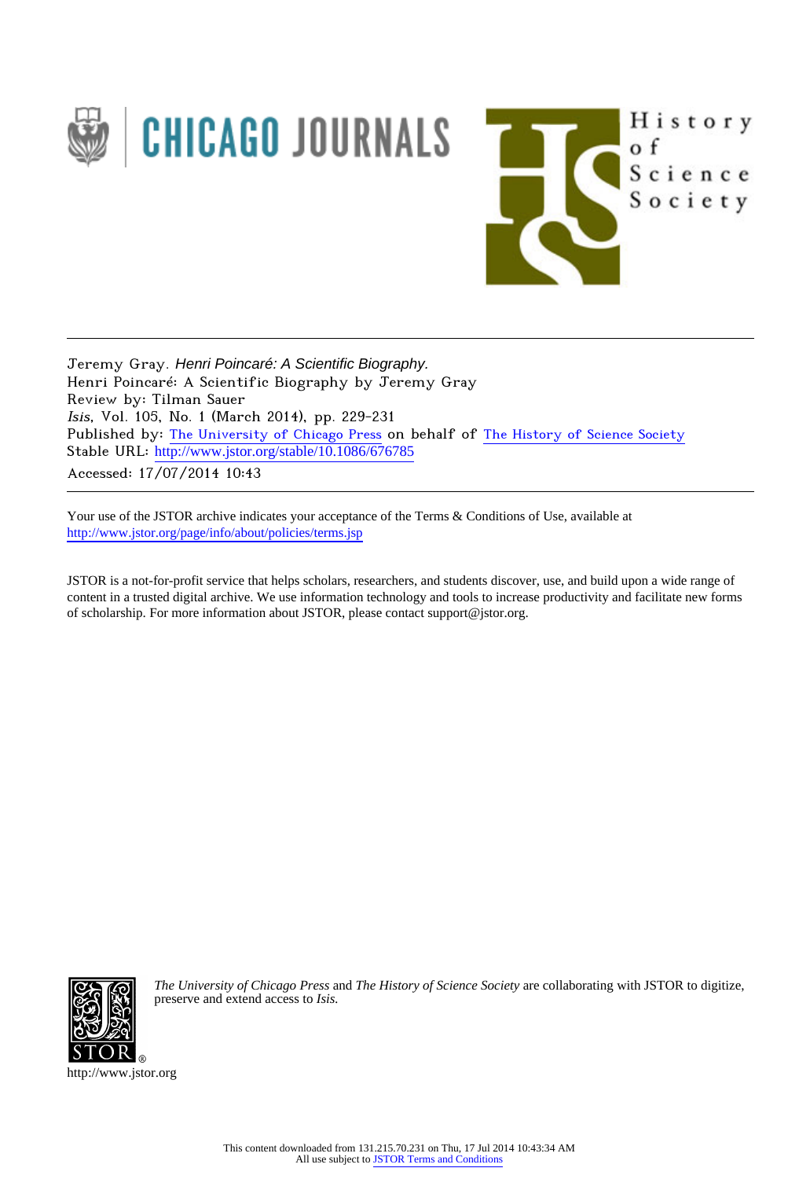Jeremy Gray. *Henri Poincaré: A Scientific Biography.*
Henri Poincaré: A Scientific Biography by Jeremy Gray
Review by: Tilman Sauer
*Isis*, Vol. 105, No. 1 (March 2014), pp. 229-231
Published by: The University of Chicago Press on behalf of The History of Science Society
Stable URL: http://www.jstor.org/stable/10.1086/676785
Accessed: 17/07/2014 10:43

---

Your use of the JSTOR archive indicates your acceptance of the Terms & Conditions of Use, available at
http://www.jstor.org/page/info/about/policies/terms.jsp

JSTOR is a not-for-profit service that helps scholars, researchers, and students discover, use, and build upon a wide range of content in a trusted digital archive. We use information technology and tools to increase productivity and facilitate new forms of scholarship. For more information about JSTOR, please contact support@jstor.org.

*The University of Chicago Press* and *The History of Science Society* are collaborating with JSTOR to digitize, preserve and extend access to *Isis.*

http://www.jstor.org

This content downloaded from 131.215.70.231 on Thu, 17 Jul 2014 10:43:34 AM
All use subject to JSTOR Terms and Conditions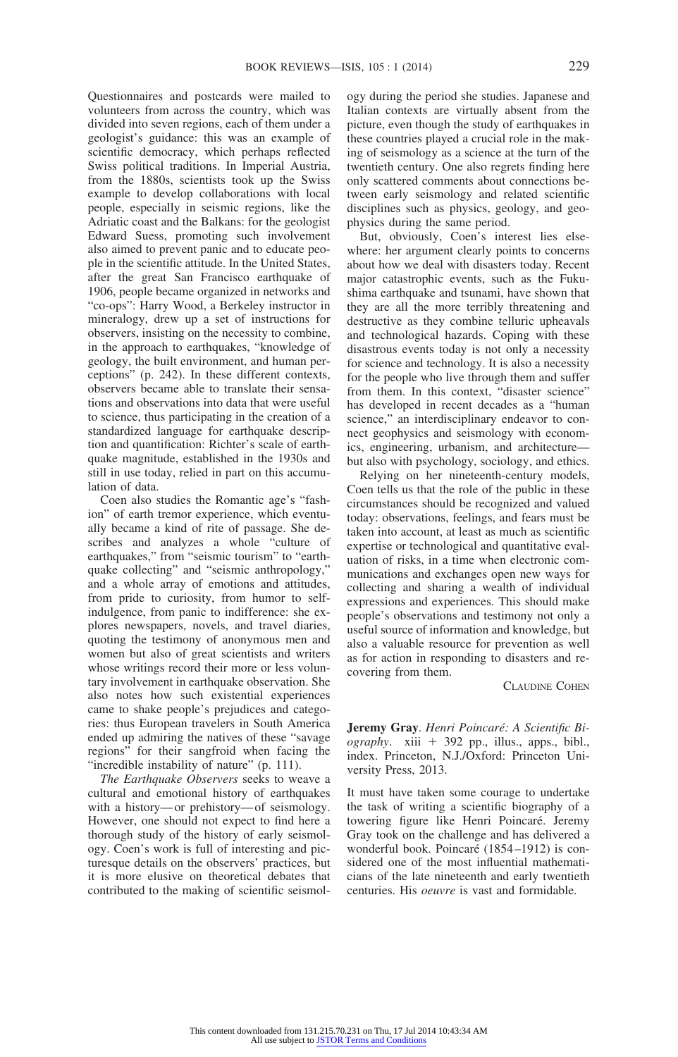Questionnaires and postcards were mailed to volunteers from across the country, which was divided into seven regions, each of them under a geologist's guidance: this was an example of scientific democracy, which perhaps reflected Swiss political traditions. In Imperial Austria, from the 1880s, scientists took up the Swiss example to develop collaborations with local people, especially in seismic regions, like the Adriatic coast and the Balkans: for the geologist Edward Suess, promoting such involvement also aimed to prevent panic and to educate people in the scientific attitude. In the United States, after the great San Francisco earthquake of 1906, people became organized in networks and "co-ops": Harry Wood, a Berkeley instructor in mineralogy, drew up a set of instructions for observers, insisting on the necessity to combine, in the approach to earthquakes, "knowledge of geology, the built environment, and human perceptions" (p. 242). In these different contexts, observers became able to translate their sensations and observations into data that were useful to science, thus participating in the creation of a standardized language for earthquake description and quantification: Richter's scale of earthquake magnitude, established in the 1930s and still in use today, relied in part on this accumulation of data.

Coen also studies the Romantic age's "fashion" of earth tremor experience, which eventually became a kind of rite of passage. She describes and analyzes a whole "culture of earthquakes," from "seismic tourism" to "earthquake collecting" and "seismic anthropology," and a whole array of emotions and attitudes, from pride to curiosity, from humor to self-indulgence, from panic to indifference: she explores newspapers, novels, and travel diaries, quoting the testimony of anonymous men and women but also of great scientists and writers whose writings record their more or less voluntary involvement in earthquake observation. She also notes how such existential experiences came to shake people's prejudices and categories: thus European travelers in South America ended up admiring the natives of these "savage regions" for their sangfroid when facing the "incredible instability of nature" (p. 111).

*The Earthquake Observers* seeks to weave a cultural and emotional history of earthquakes with a history—or prehistory—of seismology. However, one should not expect to find here a thorough study of the history of early seismology. Coen's work is full of interesting and picturesque details on the observers' practices, but it is more elusive on theoretical debates that contributed to the making of scientific seismology during the period she studies. Japanese and Italian contexts are virtually absent from the picture, even though the study of earthquakes in these countries played a crucial role in the making of seismology as a science at the turn of the twentieth century. One also regrets finding here only scattered comments about connections between early seismology and related scientific disciplines such as physics, geology, and geophysics during the same period.

But, obviously, Coen's interest lies elsewhere: her argument clearly points to concerns about how we deal with disasters today. Recent major catastrophic events, such as the Fukushima earthquake and tsunami, have shown that they are all the more terribly threatening and destructive as they combine telluric upheavals and technological hazards. Coping with these disastrous events today is not only a necessity for science and technology. It is also a necessity for the people who live through them and suffer from them. In this context, "disaster science" has developed in recent decades as a "human science," an interdisciplinary endeavor to connect geophysics and seismology with economics, engineering, urbanism, and architecture—but also with psychology, sociology, and ethics.

Relying on her nineteenth-century models, Coen tells us that the role of the public in these circumstances should be recognized and valued today: observations, feelings, and fears must be taken into account, at least as much as scientific expertise or technological and quantitative evaluation of risks, in a time when electronic communications and exchanges open new ways for collecting and sharing a wealth of individual expressions and experiences. This should make people's observations and testimony not only a useful source of information and knowledge, but also a valuable resource for prevention as well as for action in responding to disasters and recovering from them.

CLAUDINE COHEN

**Jeremy Gray**. *Henri Poincaré: A Scientific Biography*. xiii + 392 pp., illus., apps., bibl., index. Princeton, N.J./Oxford: Princeton University Press, 2013.

It must have taken some courage to undertake the task of writing a scientific biography of a towering figure like Henri Poincaré. Jeremy Gray took on the challenge and has delivered a wonderful book. Poincaré (1854–1912) is considered one of the most influential mathematicians of the late nineteenth and early twentieth centuries. His *oeuvre* is vast and formidable.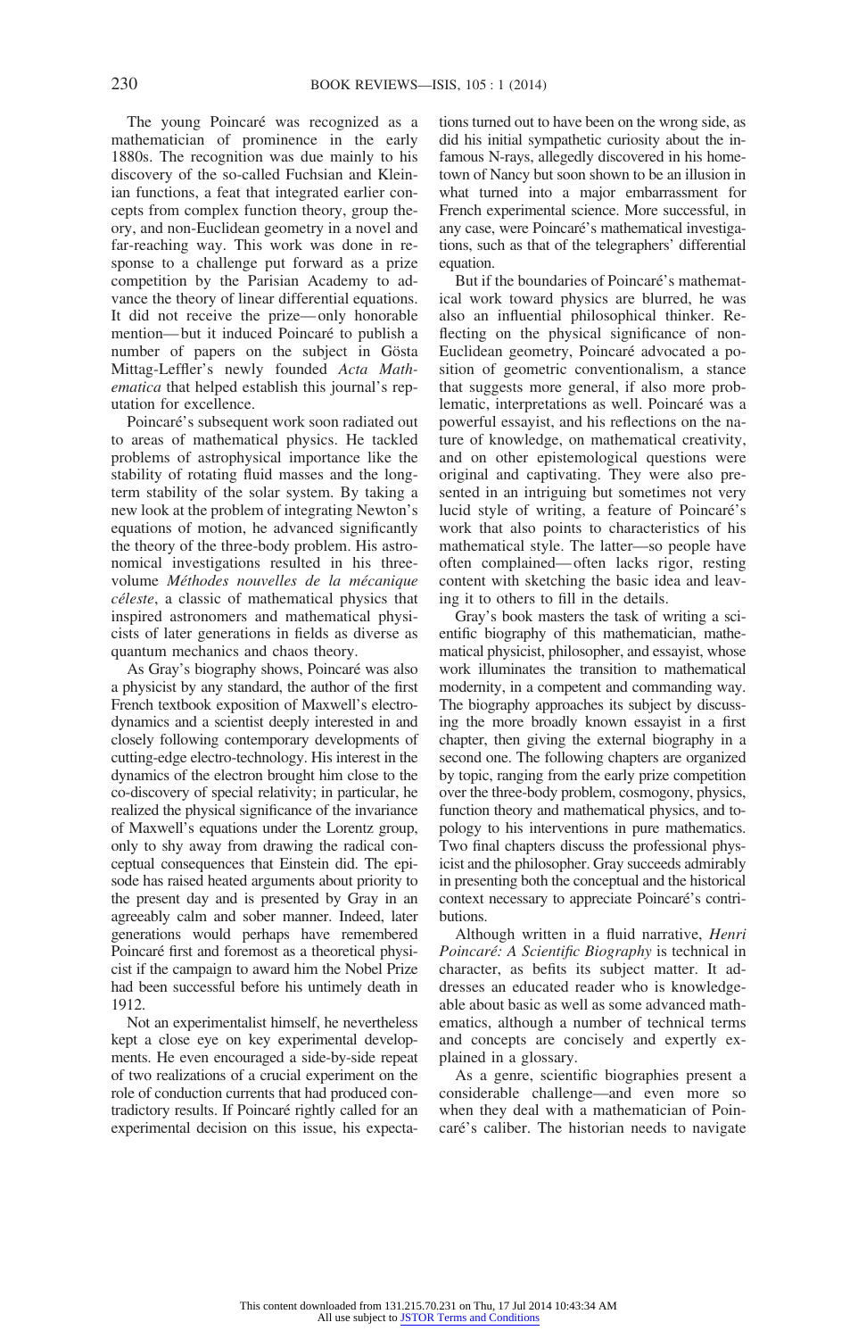The young Poincaré was recognized as a mathematician of prominence in the early 1880s. The recognition was due mainly to his discovery of the so-called Fuchsian and Kleinian functions, a feat that integrated earlier concepts from complex function theory, group theory, and non-Euclidean geometry in a novel and far-reaching way. This work was done in response to a challenge put forward as a prize competition by the Parisian Academy to advance the theory of linear differential equations. It did not receive the prize—only honorable mention—but it induced Poincaré to publish a number of papers on the subject in Gösta Mittag-Leffler's newly founded *Acta Mathematica* that helped establish this journal's reputation for excellence.

Poincaré's subsequent work soon radiated out to areas of mathematical physics. He tackled problems of astrophysical importance like the stability of rotating fluid masses and the long-term stability of the solar system. By taking a new look at the problem of integrating Newton's equations of motion, he advanced significantly the theory of the three-body problem. His astronomical investigations resulted in his three-volume *Méthodes nouvelles de la mécanique céleste*, a classic of mathematical physics that inspired astronomers and mathematical physicists of later generations in fields as diverse as quantum mechanics and chaos theory.

As Gray's biography shows, Poincaré was also a physicist by any standard, the author of the first French textbook exposition of Maxwell's electrodynamics and a scientist deeply interested in and closely following contemporary developments of cutting-edge electro-technology. His interest in the dynamics of the electron brought him close to the co-discovery of special relativity; in particular, he realized the physical significance of the invariance of Maxwell's equations under the Lorentz group, only to shy away from drawing the radical conceptual consequences that Einstein did. The episode has raised heated arguments about priority to the present day and is presented by Gray in an agreeably calm and sober manner. Indeed, later generations would perhaps have remembered Poincaré first and foremost as a theoretical physicist if the campaign to award him the Nobel Prize had been successful before his untimely death in 1912.

Not an experimentalist himself, he nevertheless kept a close eye on key experimental developments. He even encouraged a side-by-side repeat of two realizations of a crucial experiment on the role of conduction currents that had produced contradictory results. If Poincaré rightly called for an experimental decision on this issue, his expectations turned out to have been on the wrong side, as did his initial sympathetic curiosity about the infamous N-rays, allegedly discovered in his hometown of Nancy but soon shown to be an illusion in what turned into a major embarrassment for French experimental science. More successful, in any case, were Poincaré's mathematical investigations, such as that of the telegraphers' differential equation.

But if the boundaries of Poincaré's mathematical work toward physics are blurred, he was also an influential philosophical thinker. Reflecting on the physical significance of non-Euclidean geometry, Poincaré advocated a position of geometric conventionalism, a stance that suggests more general, if also more problematic, interpretations as well. Poincaré was a powerful essayist, and his reflections on the nature of knowledge, on mathematical creativity, and on other epistemological questions were original and captivating. They were also presented in an intriguing but sometimes not very lucid style of writing, a feature of Poincaré's work that also points to characteristics of his mathematical style. The latter—so people have often complained—often lacks rigor, resting content with sketching the basic idea and leaving it to others to fill in the details.

Gray's book masters the task of writing a scientific biography of this mathematician, mathematical physicist, philosopher, and essayist, whose work illuminates the transition to mathematical modernity, in a competent and commanding way. The biography approaches its subject by discussing the more broadly known essayist in a first chapter, then giving the external biography in a second one. The following chapters are organized by topic, ranging from the early prize competition over the three-body problem, cosmogony, physics, function theory and mathematical physics, and topology to his interventions in pure mathematics. Two final chapters discuss the professional physicist and the philosopher. Gray succeeds admirably in presenting both the conceptual and the historical context necessary to appreciate Poincaré's contributions.

Although written in a fluid narrative, *Henri Poincaré: A Scientific Biography* is technical in character, as befits its subject matter. It addresses an educated reader who is knowledgeable about basic as well as some advanced mathematics, although a number of technical terms and concepts are concisely and expertly explained in a glossary.

As a genre, scientific biographies present a considerable challenge—and even more so when they deal with a mathematician of Poincaré's caliber. The historian needs to navigate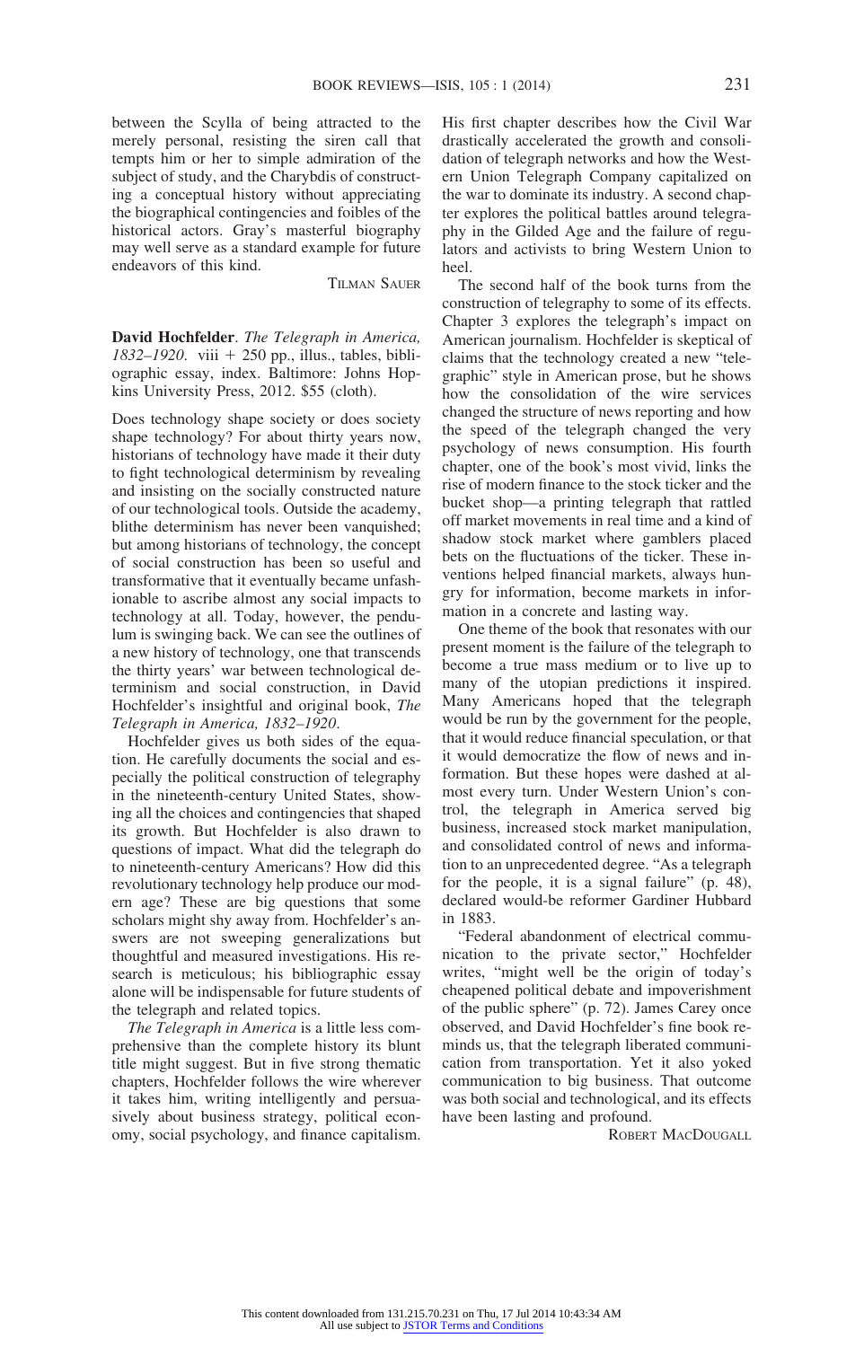between the Scylla of being attracted to the merely personal, resisting the siren call that tempts him or her to simple admiration of the subject of study, and the Charybdis of constructing a conceptual history without appreciating the biographical contingencies and foibles of the historical actors. Gray's masterful biography may well serve as a standard example for future endeavors of this kind.

TILMAN SAUER

**David Hochfelder**. *The Telegraph in America, 1832–1920*. viii + 250 pp., illus., tables, bibliographic essay, index. Baltimore: Johns Hopkins University Press, 2012. $55 (cloth).

Does technology shape society or does society shape technology? For about thirty years now, historians of technology have made it their duty to fight technological determinism by revealing and insisting on the socially constructed nature of our technological tools. Outside the academy, blithe determinism has never been vanquished; but among historians of technology, the concept of social construction has been so useful and transformative that it eventually became unfashionable to ascribe almost any social impacts to technology at all. Today, however, the pendulum is swinging back. We can see the outlines of a new history of technology, one that transcends the thirty years' war between technological determinism and social construction, in David Hochfelder's insightful and original book, *The Telegraph in America, 1832–1920*.

Hochfelder gives us both sides of the equation. He carefully documents the social and especially the political construction of telegraphy in the nineteenth-century United States, showing all the choices and contingencies that shaped its growth. But Hochfelder is also drawn to questions of impact. What did the telegraph do to nineteenth-century Americans? How did this revolutionary technology help produce our modern age? These are big questions that some scholars might shy away from. Hochfelder's answers are not sweeping generalizations but thoughtful and measured investigations. His research is meticulous; his bibliographic essay alone will be indispensable for future students of the telegraph and related topics.

*The Telegraph in America* is a little less comprehensive than the complete history its blunt title might suggest. But in five strong thematic chapters, Hochfelder follows the wire wherever it takes him, writing intelligently and persuasively about business strategy, political economy, social psychology, and finance capitalism. His first chapter describes how the Civil War drastically accelerated the growth and consolidation of telegraph networks and how the Western Union Telegraph Company capitalized on the war to dominate its industry. A second chapter explores the political battles around telegraphy in the Gilded Age and the failure of regulators and activists to bring Western Union to heel.

The second half of the book turns from the construction of telegraphy to some of its effects. Chapter 3 explores the telegraph's impact on American journalism. Hochfelder is skeptical of claims that the technology created a new "telegraphic" style in American prose, but he shows how the consolidation of the wire services changed the structure of news reporting and how the speed of the telegraph changed the very psychology of news consumption. His fourth chapter, one of the book's most vivid, links the rise of modern finance to the stock ticker and the bucket shop—a printing telegraph that rattled off market movements in real time and a kind of shadow stock market where gamblers placed bets on the fluctuations of the ticker. These inventions helped financial markets, always hungry for information, become markets in information in a concrete and lasting way.

One theme of the book that resonates with our present moment is the failure of the telegraph to become a true mass medium or to live up to many of the utopian predictions it inspired. Many Americans hoped that the telegraph would be run by the government for the people, that it would reduce financial speculation, or that it would democratize the flow of news and information. But these hopes were dashed at almost every turn. Under Western Union's control, the telegraph in America served big business, increased stock market manipulation, and consolidated control of news and information to an unprecedented degree. "As a telegraph for the people, it is a signal failure" (p. 48), declared would-be reformer Gardiner Hubbard in 1883.

"Federal abandonment of electrical communication to the private sector," Hochfelder writes, "might well be the origin of today's cheapened political debate and impoverishment of the public sphere" (p. 72). James Carey once observed, and David Hochfelder's fine book reminds us, that the telegraph liberated communication from transportation. Yet it also yoked communication to big business. That outcome was both social and technological, and its effects have been lasting and profound.

ROBERT MACDOUGALL